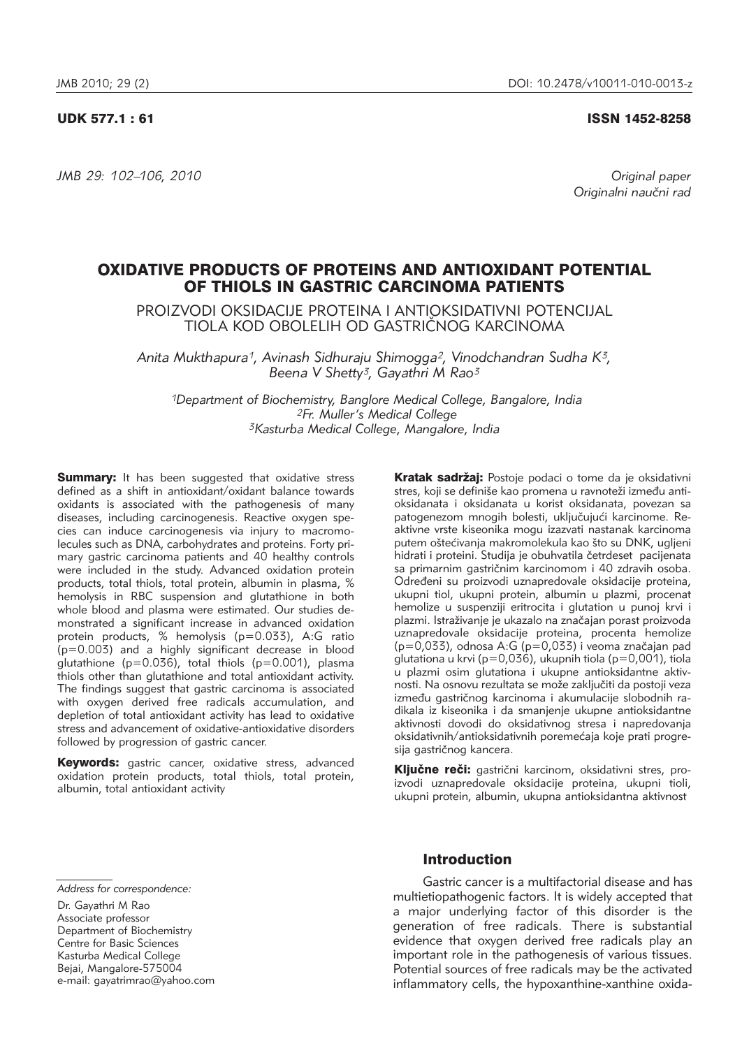UDK 577.1 : 61

ISSN 1452-8258

*Original paper*
*Originalni naučni rad*

# OXIDATIVE PRODUCTS OF PROTEINS AND ANTIOXIDANT POTENTIAL OF THIOLS IN GASTRIC CARCINOMA PATIENTS

PROIZVODI OKSIDACIJE PROTEINA I ANTIOKSIDATIVNI POTENCIJAL TIOLA KOD OBOLELIH OD GASTRIČNOG KARCINOMA

*Anita Mukthapura[1], Avinash Sidhuraju Shimogga[2], Vinodchandran Sudha K[3], Beena V Shetty[3], Gayathri M Rao[3]*

*[1]Department of Biochemistry, Banglore Medical College, Bangalore, India*
*[2]Fr. Muller's Medical College*
*[3]Kasturba Medical College, Mangalore, India*

**Summary:** It has been suggested that oxidative stress defined as a shift in antioxidant/oxidant balance towards oxidants is associated with the pathogenesis of many diseases, including carcinogenesis. Reactive oxygen species can induce carcinogenesis via injury to macromolecules such as DNA, carbohydrates and proteins. Forty primary gastric carcinoma patients and 40 healthy controls were included in the study. Advanced oxidation protein products, total thiols, total protein, albumin in plasma, % hemolysis in RBC suspension and glutathione in both whole blood and plasma were estimated. Our studies demonstrated a significant increase in advanced oxidation protein products, % hemolysis ($p=0.033$), A:G ratio ($p=0.003$) and a highly significant decrease in blood glutathione ($p=0.036$), total thiols ($p=0.001$), plasma thiols other than glutathione and total antioxidant activity. The findings suggest that gastric carcinoma is associated with oxygen derived free radicals accumulation, and depletion of total antioxidant activity has lead to oxidative stress and advancement of oxidative-antioxidative disorders followed by progression of gastric cancer.

**Keywords:** gastric cancer, oxidative stress, advanced oxidation protein products, total thiols, total protein, albumin, total antioxidant activity

**Kratak sadržaj:** Postoje podaci o tome da je oksidativni stres, koji se definiše kao promena u ravnoteži između antioksidanata i oksidanata u korist oksidanata, povezan sa patogenezom mnogih bolesti, uključujući karcinome. Reaktivne vrste kiseonika mogu izazvati nastanak karcinoma putem oštećivanja makromolekula kao što su DNK, ugljeni hidrati i proteini. Studija je obuhvatila četrdeset pacijenata sa primarnim gastričnim karcinomom i 40 zdravih osoba. Određeni su proizvodi uznapredovale oksidacije proteina, ukupni tiol, ukupni protein, albumin u plazmi, procenat hemolize u suspenziji eritrocita i glutation u punoj krvi i plazmi. Istraživanje je ukazalo na značajan porast proizvoda uznapredovale oksidacije proteina, procenta hemolize ($p=0,033$), odnosa A:G ($p=0,033$) i veoma značajan pad glutationa u krvi ($p=0,036$), ukupnih tiola ($p=0,001$), tiola u plazmi osim glutationa i ukupne antioksidantne aktivnosti. Na osnovu rezultata se može zaključiti da postoji veza između gastričnog karcinoma i akumulacije slobodnih radikala iz kiseonika i da smanjenje ukupne antioksidantne aktivnosti dovodi do oksidativnog stresa i napredovanja oksidativnih/antioksidativnih poremećaja koje prati progresija gastričnog kancera.

**Ključne reči:** gastrični karcinom, oksidativni stres, proizvodi uznapredovale oksidacije proteina, ukupni tioli, ukupni protein, albumin, ukupna antioksidantna aktivnost

*Address for correspondence:*

Dr. Gayathri M Rao
Associate professor
Department of Biochemistry
Centre for Basic Sciences
Kasturba Medical College
Bejai, Mangalore-575004
e-mail: gayatrimrao@yahoo.com

## Introduction

Gastric cancer is a multifactorial disease and has multietiopathogenic factors. It is widely accepted that a major underlying factor of this disorder is the generation of free radicals. There is substantial evidence that oxygen derived free radicals play an important role in the pathogenesis of various tissues. Potential sources of free radicals may be the activated inflammatory cells, the hypoxanthine-xanthine oxida-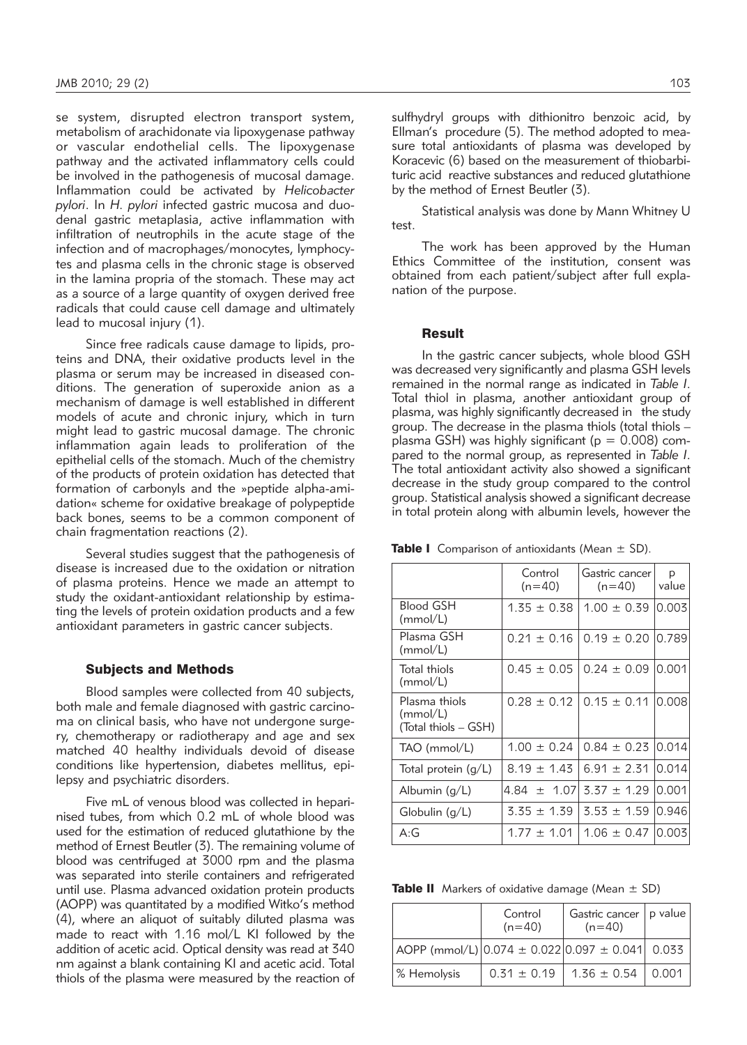se system, disrupted electron transport system, metabolism of arachidonate via lipoxygenase pathway or vascular endothelial cells. The lipoxygenase pathway and the activated inflammatory cells could be involved in the pathogenesis of mucosal damage. Inflammation could be activated by *Helicobacter pylori*. In *H. pylori* infected gastric mucosa and duodenal gastric metaplasia, active inflammation with infiltration of neutrophils in the acute stage of the infection and of macrophages/monocytes, lymphocytes and plasma cells in the chronic stage is observed in the lamina propria of the stomach. These may act as a source of a large quantity of oxygen derived free radicals that could cause cell damage and ultimately lead to mucosal injury (1).

Since free radicals cause damage to lipids, proteins and DNA, their oxidative products level in the plasma or serum may be increased in diseased conditions. The generation of superoxide anion as a mechanism of damage is well established in different models of acute and chronic injury, which in turn might lead to gastric mucosal damage. The chronic inflammation again leads to proliferation of the epithelial cells of the stomach. Much of the chemistry of the products of protein oxidation has detected that formation of carbonyls and the »peptide alpha-amidation« scheme for oxidative breakage of polypeptide back bones, seems to be a common component of chain fragmentation reactions (2).

Several studies suggest that the pathogenesis of disease is increased due to the oxidation or nitration of plasma proteins. Hence we made an attempt to study the oxidant-antioxidant relationship by estimating the levels of protein oxidation products and a few antioxidant parameters in gastric cancer subjects.

## Subjects and Methods

Blood samples were collected from 40 subjects, both male and female diagnosed with gastric carcinoma on clinical basis, who have not undergone surgery, chemotherapy or radiotherapy and age and sex matched 40 healthy individuals devoid of disease conditions like hypertension, diabetes mellitus, epilepsy and psychiatric disorders.

Five mL of venous blood was collected in heparinised tubes, from which 0.2 mL of whole blood was used for the estimation of reduced glutathione by the method of Ernest Beutler (3). The remaining volume of blood was centrifuged at 3000 rpm and the plasma was separated into sterile containers and refrigerated until use. Plasma advanced oxidation protein products (AOPP) was quantitated by a modified Witko's method (4), where an aliquot of suitably diluted plasma was made to react with 1.16 mol/L KI followed by the addition of acetic acid. Optical density was read at 340 nm against a blank containing KI and acetic acid. Total thiols of the plasma were measured by the reaction of sulfhydryl groups with dithionitro benzoic acid, by Ellman's procedure (5). The method adopted to measure total antioxidants of plasma was developed by Koracevic (6) based on the measurement of thiobarbituric acid reactive substances and reduced glutathione by the method of Ernest Beutler (3).

Statistical analysis was done by Mann Whitney U test.

The work has been approved by the Human Ethics Committee of the institution, consent was obtained from each patient/subject after full explanation of the purpose.

## Result

In the gastric cancer subjects, whole blood GSH was decreased very significantly and plasma GSH levels remained in the normal range as indicated in *Table I*. Total thiol in plasma, another antioxidant group of plasma, was highly significantly decreased in the study group. The decrease in the plasma thiols (total thiols – plasma GSH) was highly significant ($p = 0.008$) compared to the normal group, as represented in *Table I*. The total antioxidant activity also showed a significant decrease in the study group compared to the control group. Statistical analysis showed a significant decrease in total protein along with albumin levels, however the

**Table I** Comparison of antioxidants (Mean ± SD).

| | Control (n=40) | Gastric cancer (n=40) | p value |
|---|---|---|---|
| Blood GSH (mmol/L) | 1.35 ± 0.38 | 1.00 ± 0.39 | 0.003 |
| Plasma GSH (mmol/L) | 0.21 ± 0.16 | 0.19 ± 0.20 | 0.789 |
| Total thiols (mmol/L) | 0.45 ± 0.05 | 0.24 ± 0.09 | 0.001 |
| Plasma thiols (mmol/L) (Total thiols – GSH) | 0.28 ± 0.12 | 0.15 ± 0.11 | 0.008 |
| TAO (mmol/L) | 1.00 ± 0.24 | 0.84 ± 0.23 | 0.014 |
| Total protein (g/L) | 8.19 ± 1.43 | 6.91 ± 2.31 | 0.014 |
| Albumin (g/L) | 4.84 ± 1.07 | 3.37 ± 1.29 | 0.001 |
| Globulin (g/L) | 3.35 ± 1.39 | 3.53 ± 1.59 | 0.946 |
| A:G | 1.77 ± 1.01 | 1.06 ± 0.47 | 0.003 |

**Table II** Markers of oxidative damage (Mean ± SD)

| | Control (n=40) | Gastric cancer (n=40) | p value |
|---|---|---|---|
| AOPP (mmol/L) | 0.074 ± 0.022 | 0.097 ± 0.041 | 0.033 |
| % Hemolysis | 0.31 ± 0.19 | 1.36 ± 0.54 | 0.001 |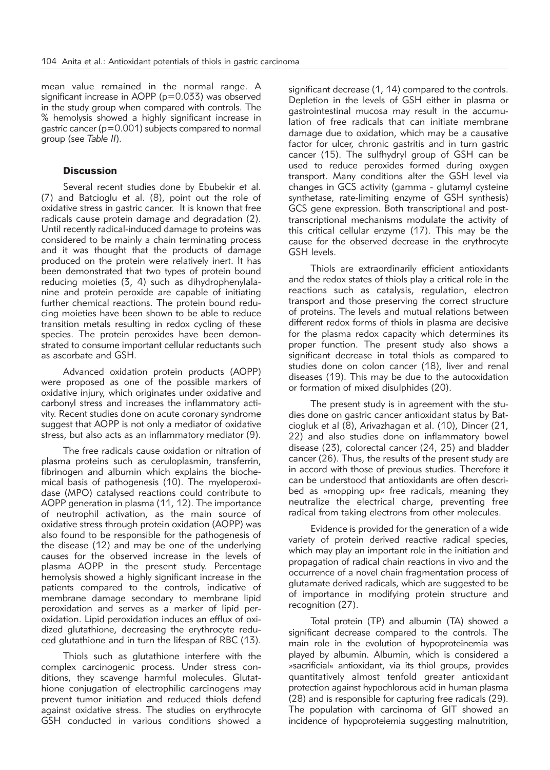mean value remained in the normal range. A significant increase in AOPP (p=0.033) was observed in the study group when compared with controls. The % hemolysis showed a highly significant increase in gastric cancer (p=0.001) subjects compared to normal group (see *Table II*).

## Discussion

Several recent studies done by Ebubekir et al. (7) and Batcioglu et al. (8), point out the role of oxidative stress in gastric cancer. It is known that free radicals cause protein damage and degradation (2). Until recently radical-induced damage to proteins was considered to be mainly a chain terminating process and it was thought that the products of damage produced on the protein were relatively inert. It has been demonstrated that two types of protein bound reducing moieties (3, 4) such as dihydrophenylalanine and protein peroxide are capable of initiating further chemical reactions. The protein bound reducing moieties have been shown to be able to reduce transition metals resulting in redox cycling of these species. The protein peroxides have been demonstrated to consume important cellular reductants such as ascorbate and GSH.

Advanced oxidation protein products (AOPP) were proposed as one of the possible markers of oxidative injury, which originates under oxidative and carbonyl stress and increases the inflammatory activity. Recent studies done on acute coronary syndrome suggest that AOPP is not only a mediator of oxidative stress, but also acts as an inflammatory mediator (9).

The free radicals cause oxidation or nitration of plasma proteins such as ceruloplasmin, transferrin, fibrinogen and albumin which explains the biochemical basis of pathogenesis (10). The myeloperoxidase (MPO) catalysed reactions could contribute to AOPP generation in plasma (11, 12). The importance of neutrophil activation, as the main source of oxidative stress through protein oxidation (AOPP) was also found to be responsible for the pathogenesis of the disease (12) and may be one of the underlying causes for the observed increase in the levels of plasma AOPP in the present study. Percentage hemolysis showed a highly significant increase in the patients compared to the controls, indicative of membrane damage secondary to membrane lipid peroxidation and serves as a marker of lipid peroxidation. Lipid peroxidation induces an efflux of oxidized glutathione, decreasing the erythrocyte reduced glutathione and in turn the lifespan of RBC (13).

Thiols such as glutathione interfere with the complex carcinogenic process. Under stress conditions, they scavenge harmful molecules. Glutathione conjugation of electrophilic carcinogens may prevent tumor initiation and reduced thiols defend against oxidative stress. The studies on erythrocyte GSH conducted in various conditions showed a significant decrease (1, 14) compared to the controls. Depletion in the levels of GSH either in plasma or gastrointestinal mucosa may result in the accumulation of free radicals that can initiate membrane damage due to oxidation, which may be a causative factor for ulcer, chronic gastritis and in turn gastric cancer (15). The sulfhydryl group of GSH can be used to reduce peroxides formed during oxygen transport. Many conditions alter the GSH level via changes in GCS activity (gamma - glutamyl cysteine synthetase, rate-limiting enzyme of GSH synthesis) GCS gene expression. Both transcriptional and post-transcriptional mechanisms modulate the activity of this critical cellular enzyme (17). This may be the cause for the observed decrease in the erythrocyte GSH levels.

Thiols are extraordinarily efficient antioxidants and the redox states of thiols play a critical role in the reactions such as catalysis, regulation, electron transport and those preserving the correct structure of proteins. The levels and mutual relations between different redox forms of thiols in plasma are decisive for the plasma redox capacity which determines its proper function. The present study also shows a significant decrease in total thiols as compared to studies done on colon cancer (18), liver and renal diseases (19). This may be due to the autooxidation or formation of mixed disulphides (20).

The present study is in agreement with the studies done on gastric cancer antioxidant status by Batciogluk et al (8), Arivazhagan et al. (10), Dincer (21, 22) and also studies done on inflammatory bowel disease (23), colorectal cancer (24, 25) and bladder cancer (26). Thus, the results of the present study are in accord with those of previous studies. Therefore it can be understood that antioxidants are often described as »mopping up« free radicals, meaning they neutralize the electrical charge, preventing free radical from taking electrons from other molecules.

Evidence is provided for the generation of a wide variety of protein derived reactive radical species, which may play an important role in the initiation and propagation of radical chain reactions in vivo and the occurrence of a novel chain fragmentation process of glutamate derived radicals, which are suggested to be of importance in modifying protein structure and recognition (27).

Total protein (TP) and albumin (TA) showed a significant decrease compared to the controls. The main role in the evolution of hypoproteinemia was played by albumin. Albumin, which is considered a »sacrificial« antioxidant, via its thiol groups, provides quantitatively almost tenfold greater antioxidant protection against hypochlorous acid in human plasma (28) and is responsible for capturing free radicals (29). The population with carcinoma of GIT showed an incidence of hypoproteiemia suggesting malnutrition,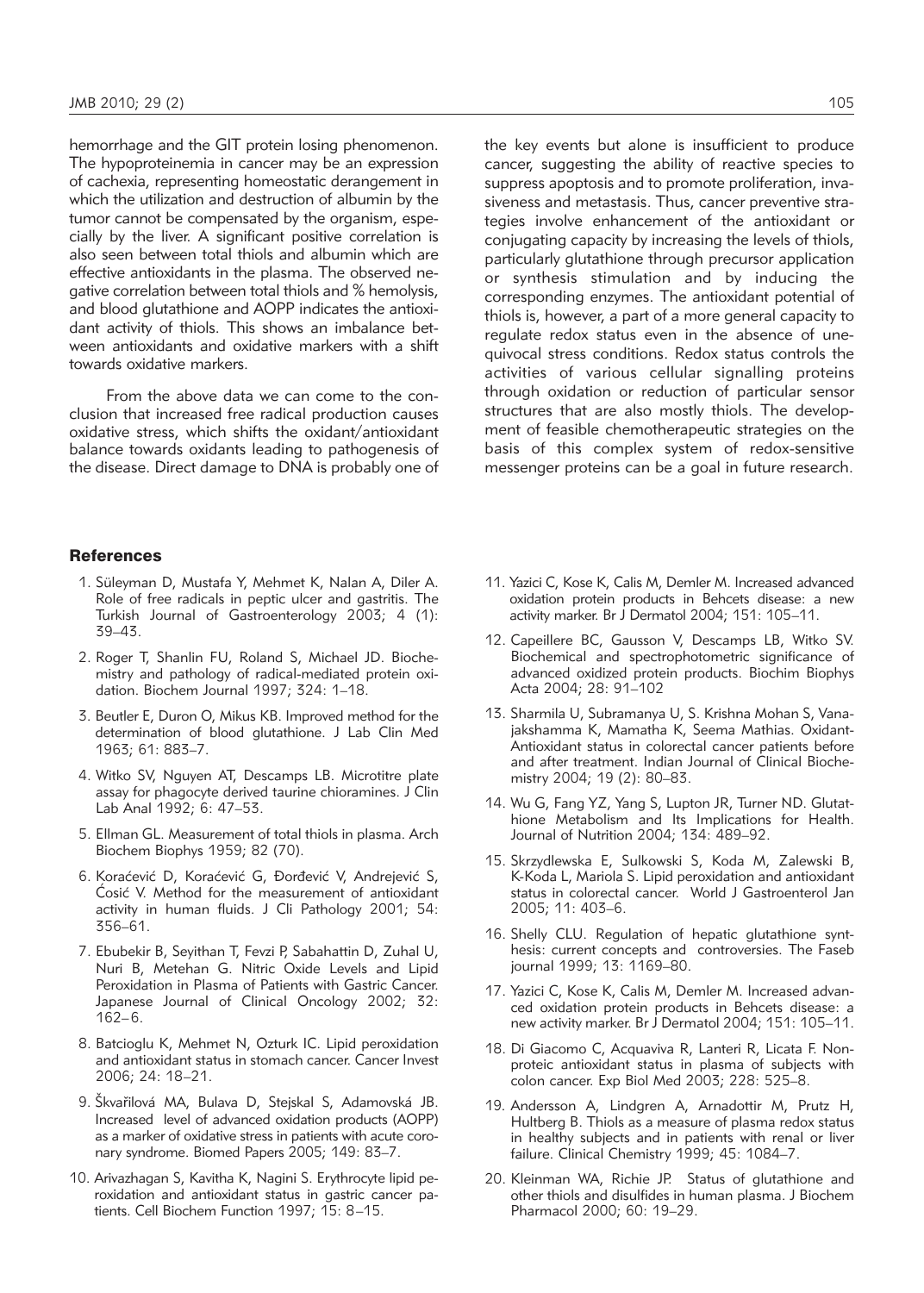hemorrhage and the GIT protein losing phenomenon. The hypoproteinemia in cancer may be an expression of cachexia, representing homeostatic derangement in which the utilization and destruction of albumin by the tumor cannot be compensated by the organism, especially by the liver. A significant positive correlation is also seen between total thiols and albumin which are effective antioxidants in the plasma. The observed negative correlation between total thiols and % hemolysis, and blood glutathione and AOPP indicates the antioxidant activity of thiols. This shows an imbalance between antioxidants and oxidative markers with a shift towards oxidative markers.

From the above data we can come to the conclusion that increased free radical production causes oxidative stress, which shifts the oxidant/antioxidant balance towards oxidants leading to pathogenesis of the disease. Direct damage to DNA is probably one of the key events but alone is insufficient to produce cancer, suggesting the ability of reactive species to suppress apoptosis and to promote proliferation, invasiveness and metastasis. Thus, cancer preventive strategies involve enhancement of the antioxidant or conjugating capacity by increasing the levels of thiols, particularly glutathione through precursor application or synthesis stimulation and by inducing the corresponding enzymes. The antioxidant potential of thiols is, however, a part of a more general capacity to regulate redox status even in the absence of unequivocal stress conditions. Redox status controls the activities of various cellular signalling proteins through oxidation or reduction of particular sensor structures that are also mostly thiols. The development of feasible chemotherapeutic strategies on the basis of this complex system of redox-sensitive messenger proteins can be a goal in future research.

## References

1. Süleyman D, Mustafa Y, Mehmet K, Nalan A, Diler A. Role of free radicals in peptic ulcer and gastritis. The Turkish Journal of Gastroenterology 2003; 4 (1): 39–43.
2. Roger T, Shanlin FU, Roland S, Michael JD. Biochemistry and pathology of radical-mediated protein oxidation. Biochem Journal 1997; 324: 1–18.
3. Beutler E, Duron O, Mikus KB. Improved method for the determination of blood glutathione. J Lab Clin Med 1963; 61: 883–7.
4. Witko SV, Nguyen AT, Descamps LB. Microtitre plate assay for phagocyte derived taurine chioramines. J Clin Lab Anal 1992; 6: 47–53.
5. Ellman GL. Measurement of total thiols in plasma. Arch Biochem Biophys 1959; 82 (70).
6. Koraćević D, Koraćević G, Đorđević V, Andrejević S, Ćosić V. Method for the measurement of antioxidant activity in human fluids. J Cli Pathology 2001; 54: 356–61.
7. Ebubekir B, Seyithan T, Fevzi P, Sabahattin D, Zuhal U, Nuri B, Metehan G. Nitric Oxide Levels and Lipid Peroxidation in Plasma of Patients with Gastric Cancer. Japanese Journal of Clinical Oncology 2002; 32: 162–6.
8. Batcioglu K, Mehmet N, Ozturk IC. Lipid peroxidation and antioxidant status in stomach cancer. Cancer Invest 2006; 24: 18–21.
9. Škvařilová MA, Bulava D, Stejskal S, Adamovská JB. Increased level of advanced oxidation products (AOPP) as a marker of oxidative stress in patients with acute coronary syndrome. Biomed Papers 2005; 149: 83–7.
10. Arivazhagan S, Kavitha K, Nagini S. Erythrocyte lipid peroxidation and antioxidant status in gastric cancer patients. Cell Biochem Function 1997; 15: 8–15.
11. Yazici C, Kose K, Calis M, Demler M. Increased advanced oxidation protein products in Behcets disease: a new activity marker. Br J Dermatol 2004; 151: 105–11.
12. Capeillere BC, Gausson V, Descamps LB, Witko SV. Biochemical and spectrophotometric significance of advanced oxidized protein products. Biochim Biophys Acta 2004; 28: 91–102
13. Sharmila U, Subramanya U, S. Krishna Mohan S, Vanajakshamma K, Mamatha K, Seema Mathias. Oxidant-Antioxidant status in colorectal cancer patients before and after treatment. Indian Journal of Clinical Biochemistry 2004; 19 (2): 80–83.
14. Wu G, Fang YZ, Yang S, Lupton JR, Turner ND. Glutathione Metabolism and Its Implications for Health. Journal of Nutrition 2004; 134: 489–92.
15. Skrzydlewska E, Sulkowski S, Koda M, Zalewski B, K-Koda L, Mariola S. Lipid peroxidation and antioxidant status in colorectal cancer. World J Gastroenterol Jan 2005; 11: 403–6.
16. Shelly CLU. Regulation of hepatic glutathione synthesis: current concepts and controversies. The Faseb journal 1999; 13: 1169–80.
17. Yazici C, Kose K, Calis M, Demler M. Increased advanced oxidation protein products in Behcets disease: a new activity marker. Br J Dermatol 2004; 151: 105–11.
18. Di Giacomo C, Acquaviva R, Lanteri R, Licata F. Nonproteic antioxidant status in plasma of subjects with colon cancer. Exp Biol Med 2003; 228: 525–8.
19. Andersson A, Lindgren A, Arnadottir M, Prutz H, Hultberg B. Thiols as a measure of plasma redox status in healthy subjects and in patients with renal or liver failure. Clinical Chemistry 1999; 45: 1084–7.
20. Kleinman WA, Richie JP. Status of glutathione and other thiols and disulfides in human plasma. J Biochem Pharmacol 2000; 60: 19–29.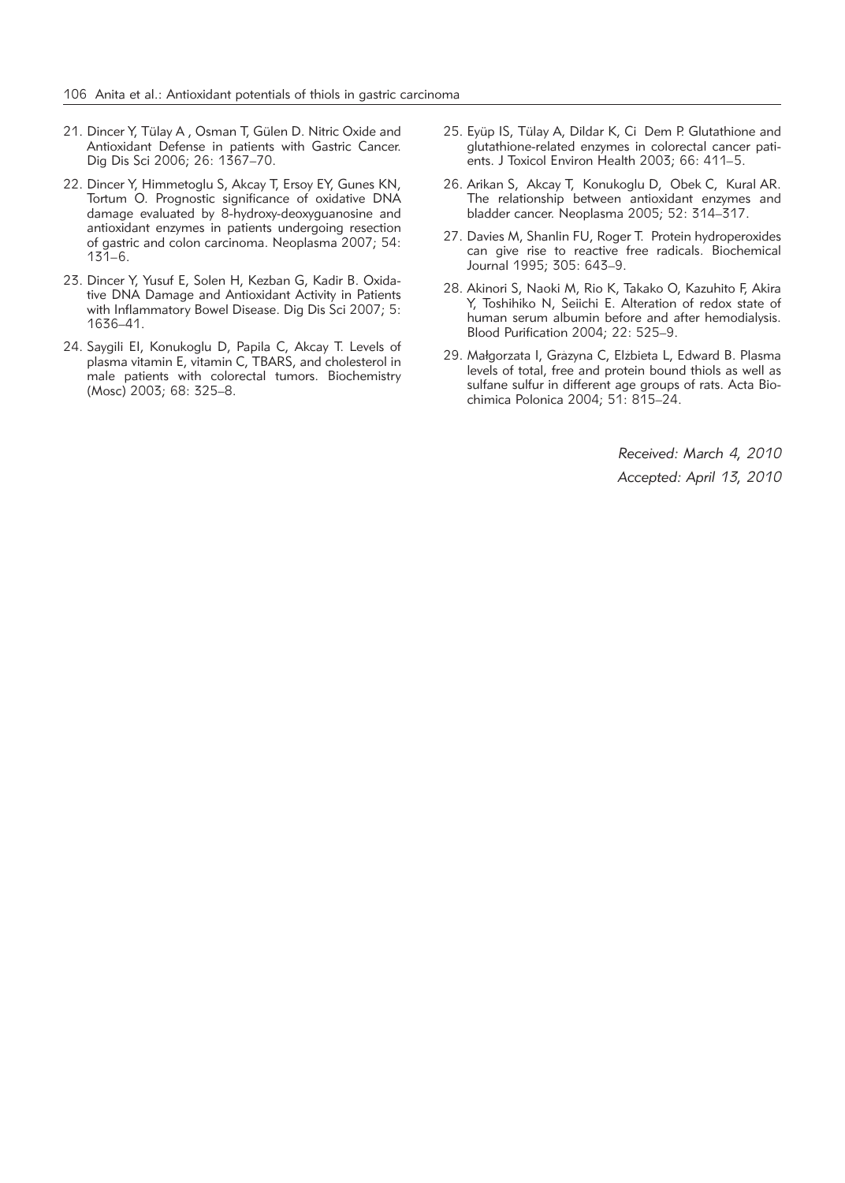21. Dincer Y, Tülay A , Osman T, Gülen D. Nitric Oxide and Antioxidant Defense in patients with Gastric Cancer. Dig Dis Sci 2006; 26: 1367–70.
22. Dincer Y, Himmetoglu S, Akcay T, Ersoy EY, Gunes KN, Tortum O. Prognostic significance of oxidative DNA damage evaluated by 8-hydroxy-deoxyguanosine and antioxidant enzymes in patients undergoing resection of gastric and colon carcinoma. Neoplasma 2007; 54: 131–6.
23. Dincer Y, Yusuf E, Solen H, Kezban G, Kadir B. Oxidative DNA Damage and Antioxidant Activity in Patients with Inflammatory Bowel Disease. Dig Dis Sci 2007; 5: 1636–41.
24. Saygili EI, Konukoglu D, Papila C, Akcay T. Levels of plasma vitamin E, vitamin C, TBARS, and cholesterol in male patients with colorectal tumors. Biochemistry (Mosc) 2003; 68: 325–8.
25. Eyüp IS, Tülay A, Dildar K, Ci Dem P. Glutathione and glutathione-related enzymes in colorectal cancer patients. J Toxicol Environ Health 2003; 66: 411–5.
26. Arikan S, Akcay T, Konukoglu D, Obek C, Kural AR. The relationship between antioxidant enzymes and bladder cancer. Neoplasma 2005; 52: 314–317.
27. Davies M, Shanlin FU, Roger T. Protein hydroperoxides can give rise to reactive free radicals. Biochemical Journal 1995; 305: 643–9.
28. Akinori S, Naoki M, Rio K, Takako O, Kazuhito F, Akira Y, Toshihiko N, Seiichi E. Alteration of redox state of human serum albumin before and after hemodialysis. Blood Purification 2004; 22: 525–9.
29. Małgorzata I, Grażyna C, Elżbieta L, Edward B. Plasma levels of total, free and protein bound thiols as well as sulfane sulfur in different age groups of rats. Acta Biochimica Polonica 2004; 51: 815–24.

*Received: March 4, 2010*

*Accepted: April 13, 2010*